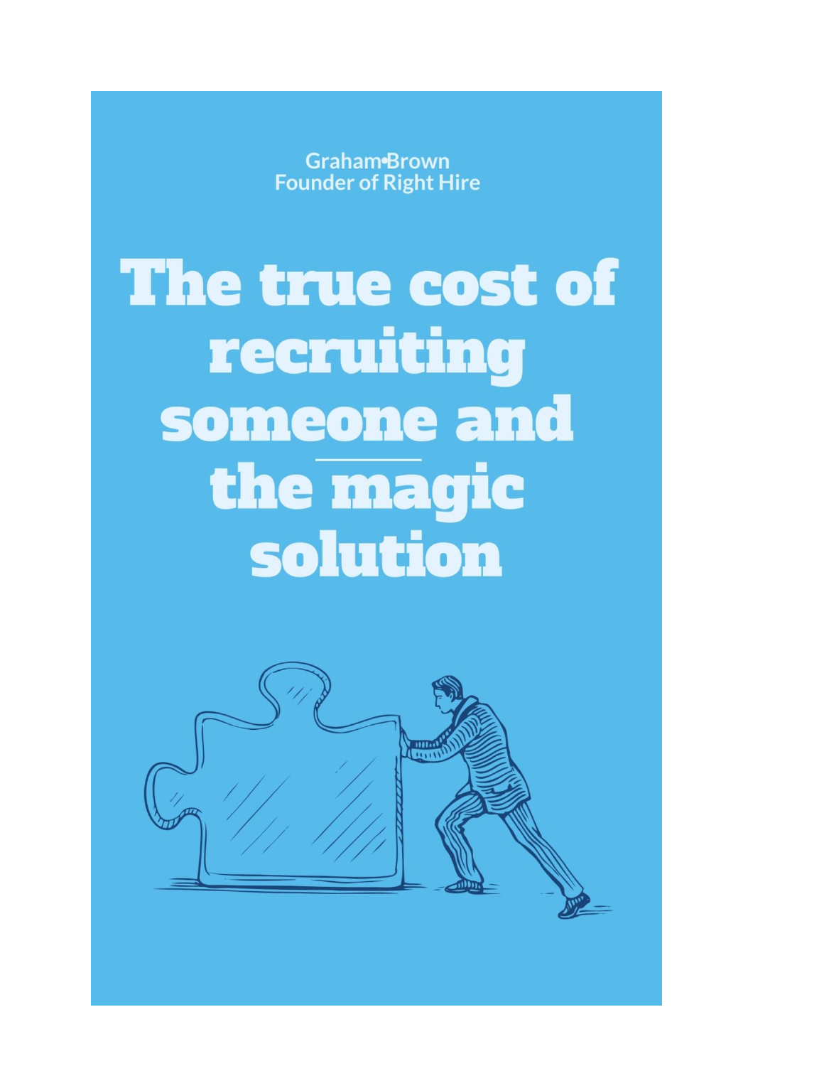Graham Brown
Founder of Right Hire

# The true cost of recruiting someone and the magic solution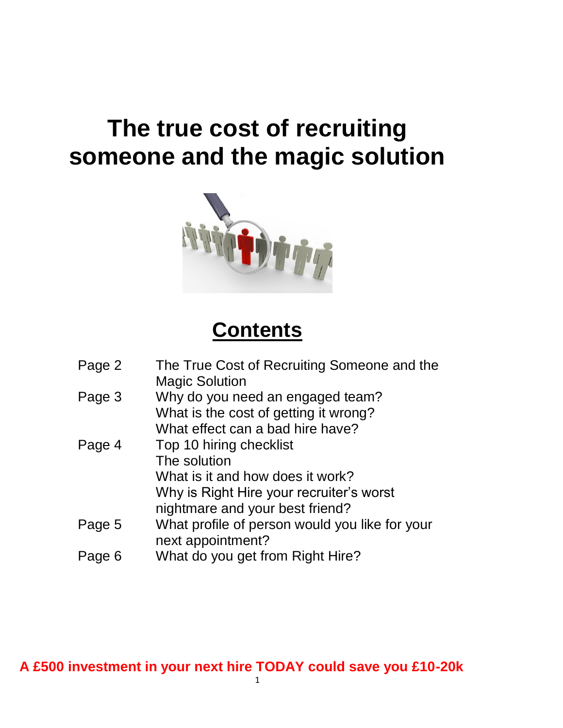# The true cost of recruiting someone and the magic solution

## Contents

| | |
|---|---|
| Page 2 | The True Cost of Recruiting Someone and the Magic Solution |
| Page 3 | Why do you need an engaged team? |
| | What is the cost of getting it wrong? |
| | What effect can a bad hire have? |
| Page 4 | Top 10 hiring checklist |
| | The solution |
| | What is it and how does it work? |
| | Why is Right Hire your recruiter's worst nightmare and your best friend? |
| Page 5 | What profile of person would you like for your next appointment? |
| Page 6 | What do you get from Right Hire? |

**A £500 investment in your next hire TODAY could save you £10-20k**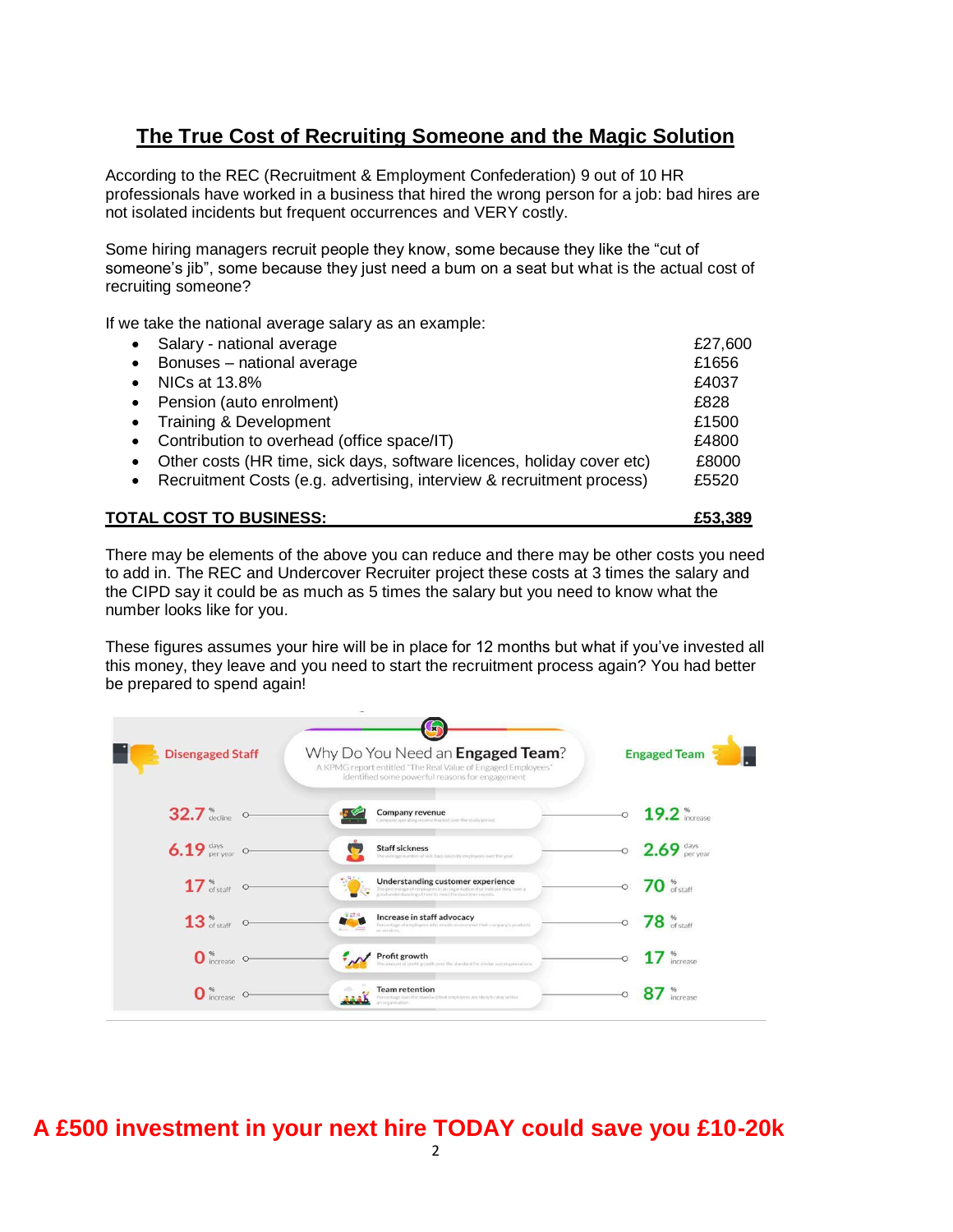## The True Cost of Recruiting Someone and the Magic Solution

According to the REC (Recruitment & Employment Confederation) 9 out of 10 HR professionals have worked in a business that hired the wrong person for a job: bad hires are not isolated incidents but frequent occurrences and VERY costly.

Some hiring managers recruit people they know, some because they like the "cut of someone's jib", some because they just need a bum on a seat but what is the actual cost of recruiting someone?

If we take the national average salary as an example:

| Item | Cost |
|---|---|
| • Salary - national average | £27,600 |
| • Bonuses – national average | £1656 |
| • NICs at 13.8% | £4037 |
| • Pension (auto enrolment) | £828 |
| • Training & Development | £1500 |
| • Contribution to overhead (office space/IT) | £4800 |
| • Other costs (HR time, sick days, software licences, holiday cover etc) | £8000 |
| • Recruitment Costs (e.g. advertising, interview & recruitment process) | £5520 |
| **TOTAL COST TO BUSINESS:** | **£53,389** |

There may be elements of the above you can reduce and there may be other costs you need to add in. The REC and Undercover Recruiter project these costs at 3 times the salary and the CIPD say it could be as much as 5 times the salary but you need to know what the number looks like for you.

These figures assumes your hire will be in place for 12 months but what if you've invested all this money, they leave and you need to start the recruitment process again? You had better be prepared to spend again!

**Why Do You Need an Engaged Team?**

A KPMG report entitled "The Real Value of Engaged Employees" identified some powerful reasons for engagement

| Disengaged Staff | | Engaged Team |
|---|---|---|
| 32.7 % decline | Company revenue | 19.2 % increase |
| 6.19 days per year | Staff sickness | 2.69 days per year |
| 17 % of staff | Understanding customer experience | 70 % of staff |
| 13 % of staff | Increase in staff advocacy | 78 % of staff |
| 0 % increase | Profit growth | 17 % increase |
| 0 % increase | Team retention | 87 % increase |

**A £500 investment in your next hire TODAY could save you £10-20k**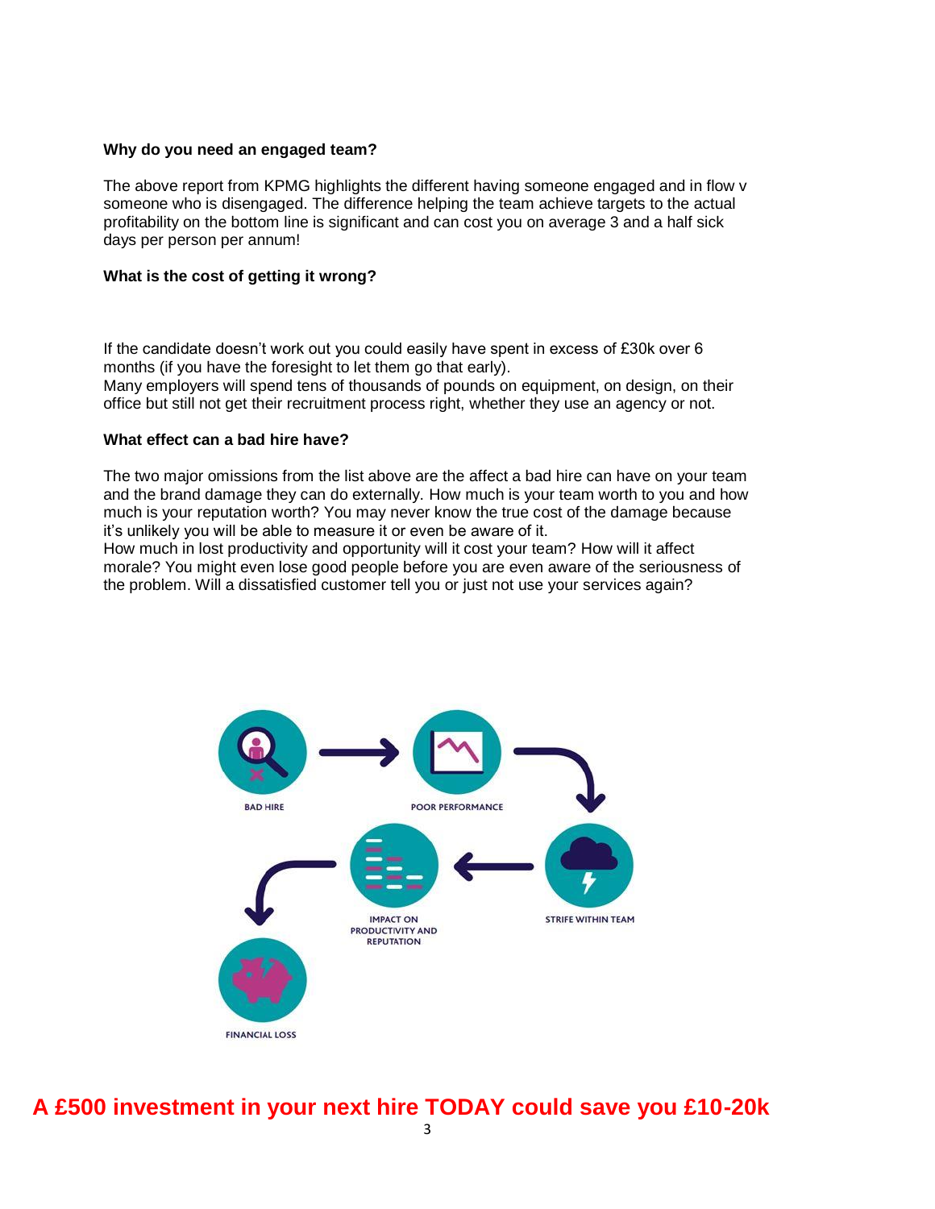**Why do you need an engaged team?**

The above report from KPMG highlights the different having someone engaged and in flow v someone who is disengaged. The difference helping the team achieve targets to the actual profitability on the bottom line is significant and can cost you on average 3 and a half sick days per person per annum!

**What is the cost of getting it wrong?**

If the candidate doesn't work out you could easily have spent in excess of £30k over 6 months (if you have the foresight to let them go that early).
Many employers will spend tens of thousands of pounds on equipment, on design, on their office but still not get their recruitment process right, whether they use an agency or not.

**What effect can a bad hire have?**

The two major omissions from the list above are the affect a bad hire can have on your team and the brand damage they can do externally. How much is your team worth to you and how much is your reputation worth? You may never know the true cost of the damage because it's unlikely you will be able to measure it or even be aware of it.
How much in lost productivity and opportunity will it cost your team? How will it affect morale? You might even lose good people before you are even aware of the seriousness of the problem. Will a dissatisfied customer tell you or just not use your services again?

**A £500 investment in your next hire TODAY could save you £10-20k**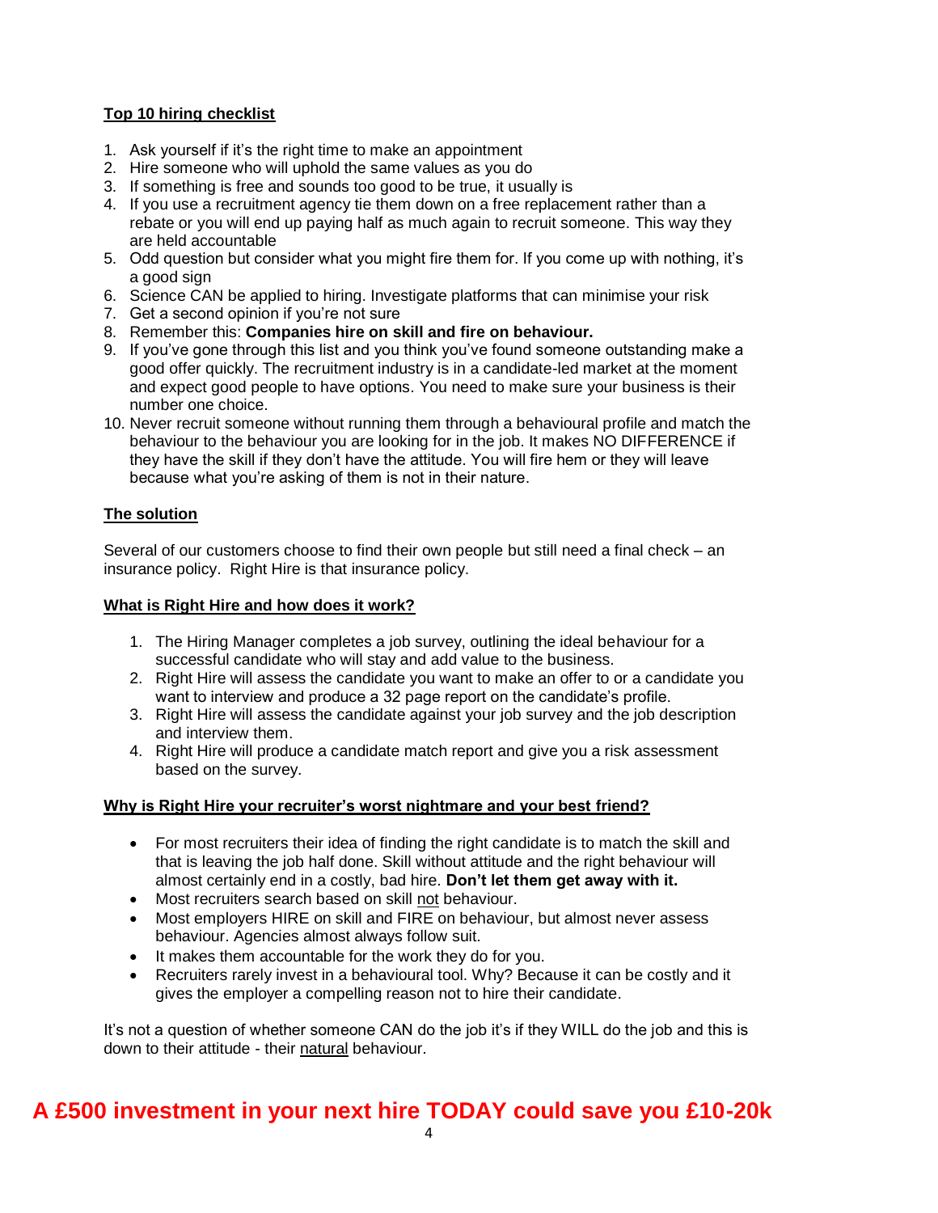## Top 10 hiring checklist

1. Ask yourself if it's the right time to make an appointment
2. Hire someone who will uphold the same values as you do
3. If something is free and sounds too good to be true, it usually is
4. If you use a recruitment agency tie them down on a free replacement rather than a rebate or you will end up paying half as much again to recruit someone. This way they are held accountable
5. Odd question but consider what you might fire them for. If you come up with nothing, it's a good sign
6. Science CAN be applied to hiring. Investigate platforms that can minimise your risk
7. Get a second opinion if you're not sure
8. Remember this: **Companies hire on skill and fire on behaviour.**
9. If you've gone through this list and you think you've found someone outstanding make a good offer quickly. The recruitment industry is in a candidate-led market at the moment and expect good people to have options. You need to make sure your business is their number one choice.
10. Never recruit someone without running them through a behavioural profile and match the behaviour to the behaviour you are looking for in the job. It makes NO DIFFERENCE if they have the skill if they don't have the attitude. You will fire hem or they will leave because what you're asking of them is not in their nature.

## The solution

Several of our customers choose to find their own people but still need a final check – an insurance policy. Right Hire is that insurance policy.

## What is Right Hire and how does it work?

1. The Hiring Manager completes a job survey, outlining the ideal behaviour for a successful candidate who will stay and add value to the business.
2. Right Hire will assess the candidate you want to make an offer to or a candidate you want to interview and produce a 32 page report on the candidate's profile.
3. Right Hire will assess the candidate against your job survey and the job description and interview them.
4. Right Hire will produce a candidate match report and give you a risk assessment based on the survey.

## Why is Right Hire your recruiter's worst nightmare and your best friend?

- For most recruiters their idea of finding the right candidate is to match the skill and that is leaving the job half done. Skill without attitude and the right behaviour will almost certainly end in a costly, bad hire. **Don't let them get away with it.**
- Most recruiters search based on skill not behaviour.
- Most employers HIRE on skill and FIRE on behaviour, but almost never assess behaviour. Agencies almost always follow suit.
- It makes them accountable for the work they do for you.
- Recruiters rarely invest in a behavioural tool. Why? Because it can be costly and it gives the employer a compelling reason not to hire their candidate.

It's not a question of whether someone CAN do the job it's if they WILL do the job and this is down to their attitude - their natural behaviour.

**A £500 investment in your next hire TODAY could save you £10-20k**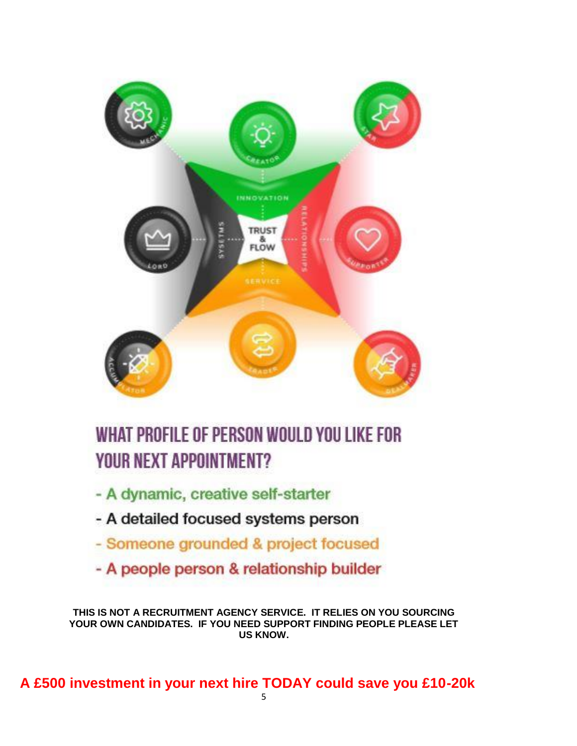## WHAT PROFILE OF PERSON WOULD YOU LIKE FOR YOUR NEXT APPOINTMENT?

- A dynamic, creative self-starter
- A detailed focused systems person
- Someone grounded & project focused
- A people person & relationship builder

**THIS IS NOT A RECRUITMENT AGENCY SERVICE. IT RELIES ON YOU SOURCING YOUR OWN CANDIDATES. IF YOU NEED SUPPORT FINDING PEOPLE PLEASE LET US KNOW.**

**A £500 investment in your next hire TODAY could save you £10-20k**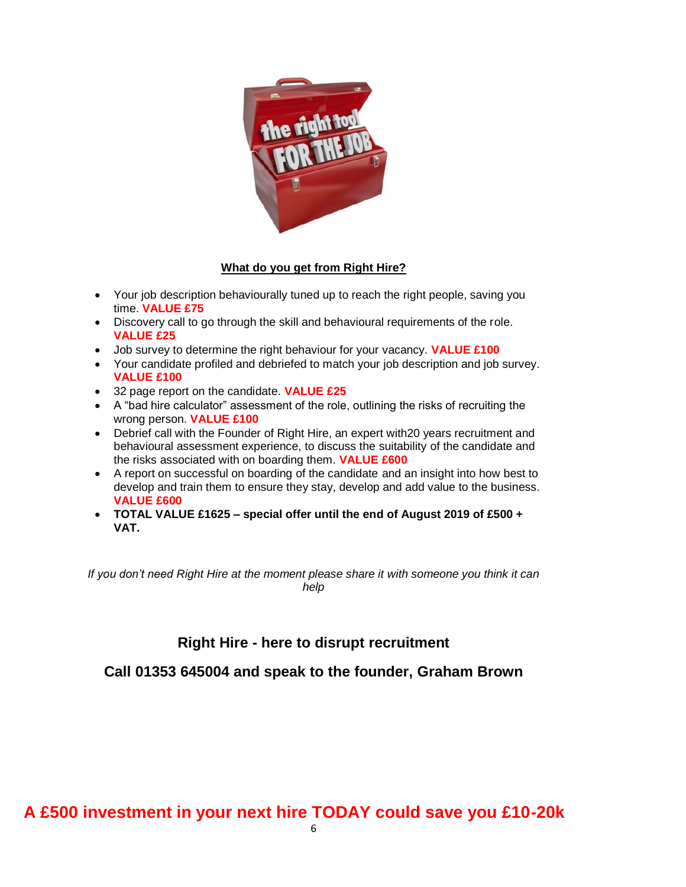**What do you get from Right Hire?**

- Your job description behaviourally tuned up to reach the right people, saving you time. **VALUE £75**
- Discovery call to go through the skill and behavioural requirements of the role. **VALUE £25**
- Job survey to determine the right behaviour for your vacancy. **VALUE £100**
- Your candidate profiled and debriefed to match your job description and job survey. **VALUE £100**
- 32 page report on the candidate. **VALUE £25**
- A "bad hire calculator" assessment of the role, outlining the risks of recruiting the wrong person. **VALUE £100**
- Debrief call with the Founder of Right Hire, an expert with20 years recruitment and behavioural assessment experience, to discuss the suitability of the candidate and the risks associated with on boarding them. **VALUE £600**
- A report on successful on boarding of the candidate and an insight into how best to develop and train them to ensure they stay, develop and add value to the business. **VALUE £600**
- **TOTAL VALUE £1625 – special offer until the end of August 2019 of £500 + VAT.**

*If you don't need Right Hire at the moment please share it with someone you think it can help*

**Right Hire - here to disrupt recruitment**

**Call 01353 645004 and speak to the founder, Graham Brown**

**A £500 investment in your next hire TODAY could save you £10-20k**